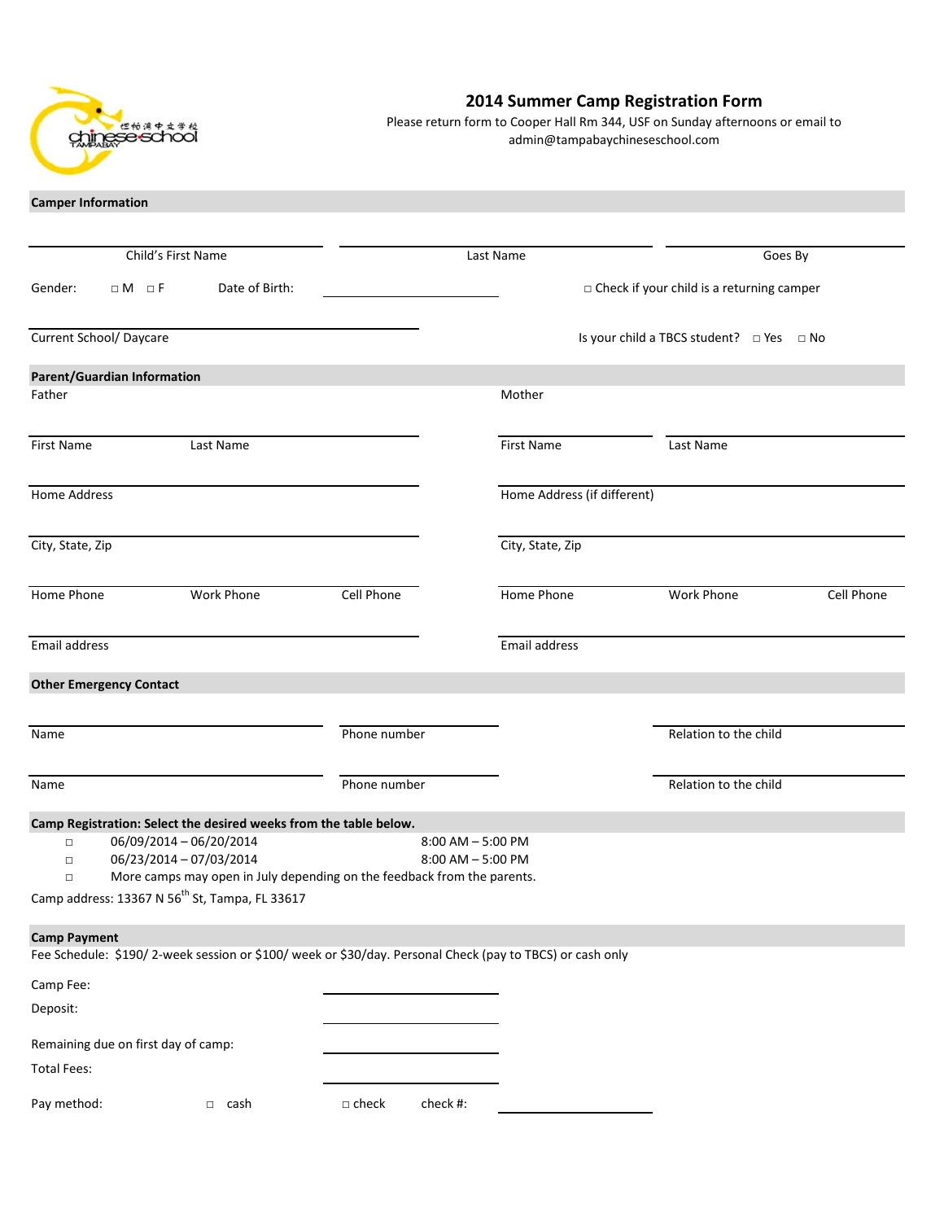坦帕湾中文学校
chinese school
TAMPA BAY

# 2014 Summer Camp Registration Form

Please return form to Cooper Hall Rm 344, USF on Sunday afternoons or email to admin@tampabaychineseschool.com

## Camper Information

| Child's First Name | Last Name | Goes By |
|---|---|---|

Gender: □ M □ F Date of Birth: ____________ □ Check if your child is a returning camper

Current School/ Daycare ____________ Is your child a TBCS student? □ Yes □ No

## Parent/Guardian Information

**Father**

| First Name | Last Name | |
|---|---|---|
| Home Address | | |
| City, State, Zip | | |
| Home Phone | Work Phone | Cell Phone |
| Email address | | |

**Mother**

| First Name | Last Name | |
|---|---|---|
| Home Address (if different) | | |
| City, State, Zip | | |
| Home Phone | Work Phone | Cell Phone |
| Email address | | |

## Other Emergency Contact

| Name | Phone number | Relation to the child |
|---|---|---|
| Name | Phone number | Relation to the child |

## Camp Registration: Select the desired weeks from the table below.

- □ 06/09/2014 – 06/20/2014 8:00 AM – 5:00 PM
- □ 06/23/2014 – 07/03/2014 8:00 AM – 5:00 PM
- □ More camps may open in July depending on the feedback from the parents.

Camp address: 13367 N 56th St, Tampa, FL 33617

## Camp Payment

Fee Schedule: $190/ 2-week session or $100/ week or $30/day. Personal Check (pay to TBCS) or cash only

Camp Fee: ____________

Deposit: ____________

Remaining due on first day of camp: ____________

Total Fees: ____________

Pay method: □ cash □ check check #: ____________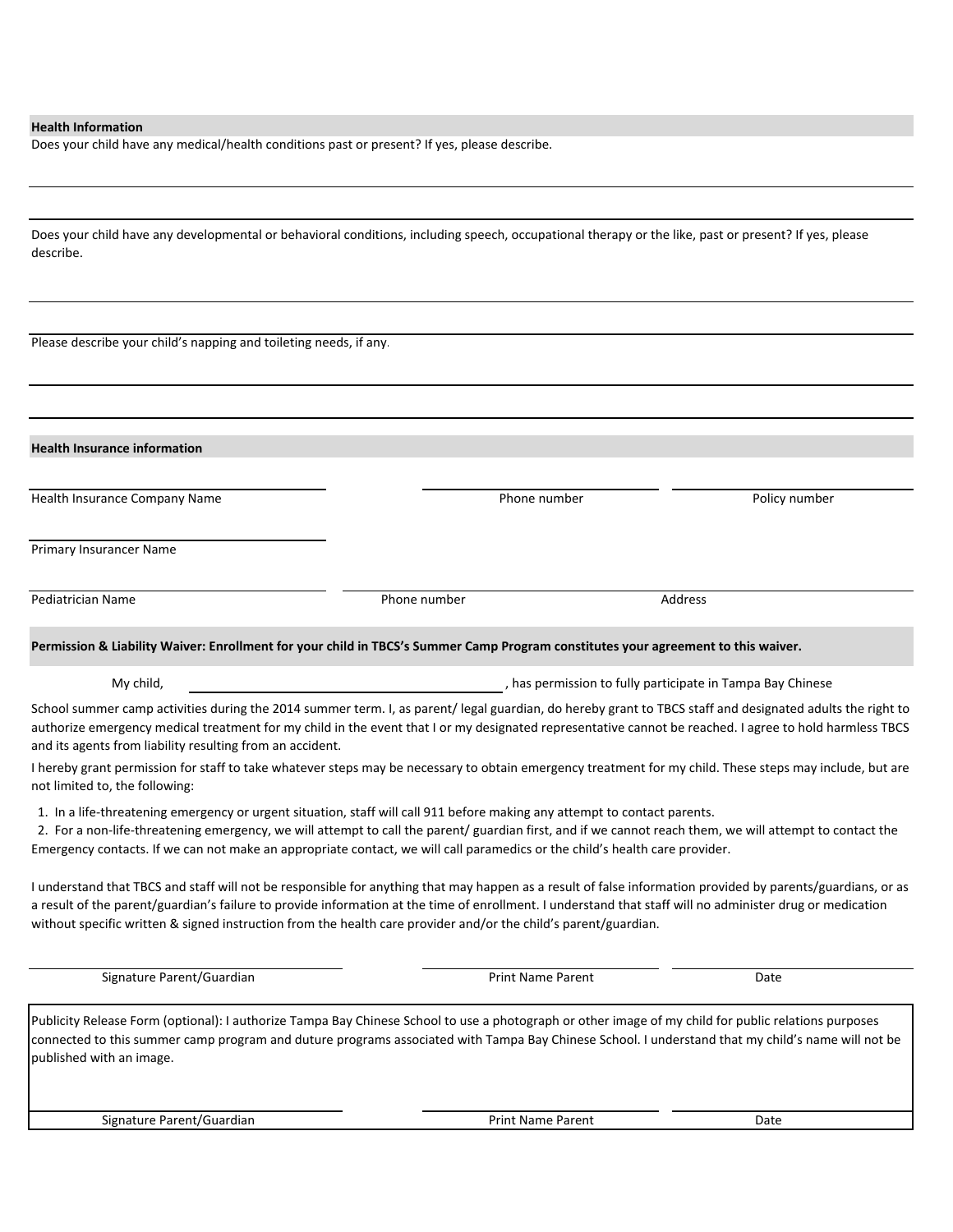**Health Information**

Does your child have any medical/health conditions past or present? If yes, please describe.

\_\_\_\_\_\_\_\_\_\_\_\_\_\_\_\_\_\_\_\_\_\_\_\_\_\_\_\_\_\_\_\_\_\_\_\_\_\_\_\_\_\_\_\_\_\_\_\_\_\_\_\_\_\_\_\_\_\_\_\_\_\_\_\_\_\_\_\_\_\_\_\_\_\_\_\_\_\_

\_\_\_\_\_\_\_\_\_\_\_\_\_\_\_\_\_\_\_\_\_\_\_\_\_\_\_\_\_\_\_\_\_\_\_\_\_\_\_\_\_\_\_\_\_\_\_\_\_\_\_\_\_\_\_\_\_\_\_\_\_\_\_\_\_\_\_\_\_\_\_\_\_\_\_\_\_\_

Does your child have any developmental or behavioral conditions, including speech, occupational therapy or the like, past or present? If yes, please describe.

\_\_\_\_\_\_\_\_\_\_\_\_\_\_\_\_\_\_\_\_\_\_\_\_\_\_\_\_\_\_\_\_\_\_\_\_\_\_\_\_\_\_\_\_\_\_\_\_\_\_\_\_\_\_\_\_\_\_\_\_\_\_\_\_\_\_\_\_\_\_\_\_\_\_\_\_\_\_

\_\_\_\_\_\_\_\_\_\_\_\_\_\_\_\_\_\_\_\_\_\_\_\_\_\_\_\_\_\_\_\_\_\_\_\_\_\_\_\_\_\_\_\_\_\_\_\_\_\_\_\_\_\_\_\_\_\_\_\_\_\_\_\_\_\_\_\_\_\_\_\_\_\_\_\_\_\_

Please describe your child's napping and toileting needs, if any.

\_\_\_\_\_\_\_\_\_\_\_\_\_\_\_\_\_\_\_\_\_\_\_\_\_\_\_\_\_\_\_\_\_\_\_\_\_\_\_\_\_\_\_\_\_\_\_\_\_\_\_\_\_\_\_\_\_\_\_\_\_\_\_\_\_\_\_\_\_\_\_\_\_\_\_\_\_\_

\_\_\_\_\_\_\_\_\_\_\_\_\_\_\_\_\_\_\_\_\_\_\_\_\_\_\_\_\_\_\_\_\_\_\_\_\_\_\_\_\_\_\_\_\_\_\_\_\_\_\_\_\_\_\_\_\_\_\_\_\_\_\_\_\_\_\_\_\_\_\_\_\_\_\_\_\_\_

**Health Insurance information**

\_\_\_\_\_\_\_\_\_\_\_\_\_\_\_\_\_\_\_\_\_\_\_\_\_\_\_\_ \_\_\_\_\_\_\_\_\_\_\_\_\_\_\_\_\_\_\_\_\_\_ \_\_\_\_\_\_\_\_\_\_\_\_\_\_\_\_\_\_\_\_\_\_
Health Insurance Company Name | Phone number | Policy number

\_\_\_\_\_\_\_\_\_\_\_\_\_\_\_\_\_\_\_\_\_\_\_\_\_\_\_\_
Primary Insurancer Name

\_\_\_\_\_\_\_\_\_\_\_\_\_\_\_\_\_\_\_\_\_\_\_\_\_\_\_\_ \_\_\_\_\_\_\_\_\_\_\_\_\_\_\_\_\_\_\_\_\_\_\_\_\_\_\_\_\_\_\_\_\_\_\_\_\_\_\_\_\_\_\_\_\_\_\_\_\_\_\_\_\_\_\_
Pediatrician Name | Phone number | Address

**Permission & Liability Waiver: Enrollment for your child in TBCS's Summer Camp Program constitutes your agreement to this waiver.**

My child, \_\_\_\_\_\_\_\_\_\_\_\_\_\_\_\_\_\_\_\_\_\_\_\_\_\_\_\_\_\_\_\_\_\_\_\_, has permission to fully participate in Tampa Bay Chinese School summer camp activities during the 2014 summer term. I, as parent/ legal guardian, do hereby grant to TBCS staff and designated adults the right to authorize emergency medical treatment for my child in the event that I or my designated representative cannot be reached. I agree to hold harmless TBCS and its agents from liability resulting from an accident.

I hereby grant permission for staff to take whatever steps may be necessary to obtain emergency treatment for my child. These steps may include, but are not limited to, the following:

1. In a life-threatening emergency or urgent situation, staff will call 911 before making any attempt to contact parents.
2. For a non-life-threatening emergency, we will attempt to call the parent/ guardian first, and if we cannot reach them, we will attempt to contact the Emergency contacts. If we can not make an appropriate contact, we will call paramedics or the child's health care provider.

I understand that TBCS and staff will not be responsible for anything that may happen as a result of false information provided by parents/guardians, or as a result of the parent/guardian's failure to provide information at the time of enrollment. I understand that staff will no administer drug or medication without specific written & signed instruction from the health care provider and/or the child's parent/guardian.

\_\_\_\_\_\_\_\_\_\_\_\_\_\_\_\_\_\_\_\_\_\_\_\_\_\_\_\_ \_\_\_\_\_\_\_\_\_\_\_\_\_\_\_\_\_\_\_\_\_\_ \_\_\_\_\_\_\_\_\_\_\_\_\_\_\_\_\_\_\_\_\_\_
Signature Parent/Guardian | Print Name Parent | Date

Publicity Release Form (optional): I authorize Tampa Bay Chinese School to use a photograph or other image of my child for public relations purposes connected to this summer camp program and duture programs associated with Tampa Bay Chinese School. I understand that my child's name will not be published with an image.

\_\_\_\_\_\_\_\_\_\_\_\_\_\_\_\_\_\_\_\_\_\_\_\_\_\_\_\_ \_\_\_\_\_\_\_\_\_\_\_\_\_\_\_\_\_\_\_\_\_\_ \_\_\_\_\_\_\_\_\_\_\_\_\_\_\_\_\_\_\_\_\_\_
Signature Parent/Guardian | Print Name Parent | Date